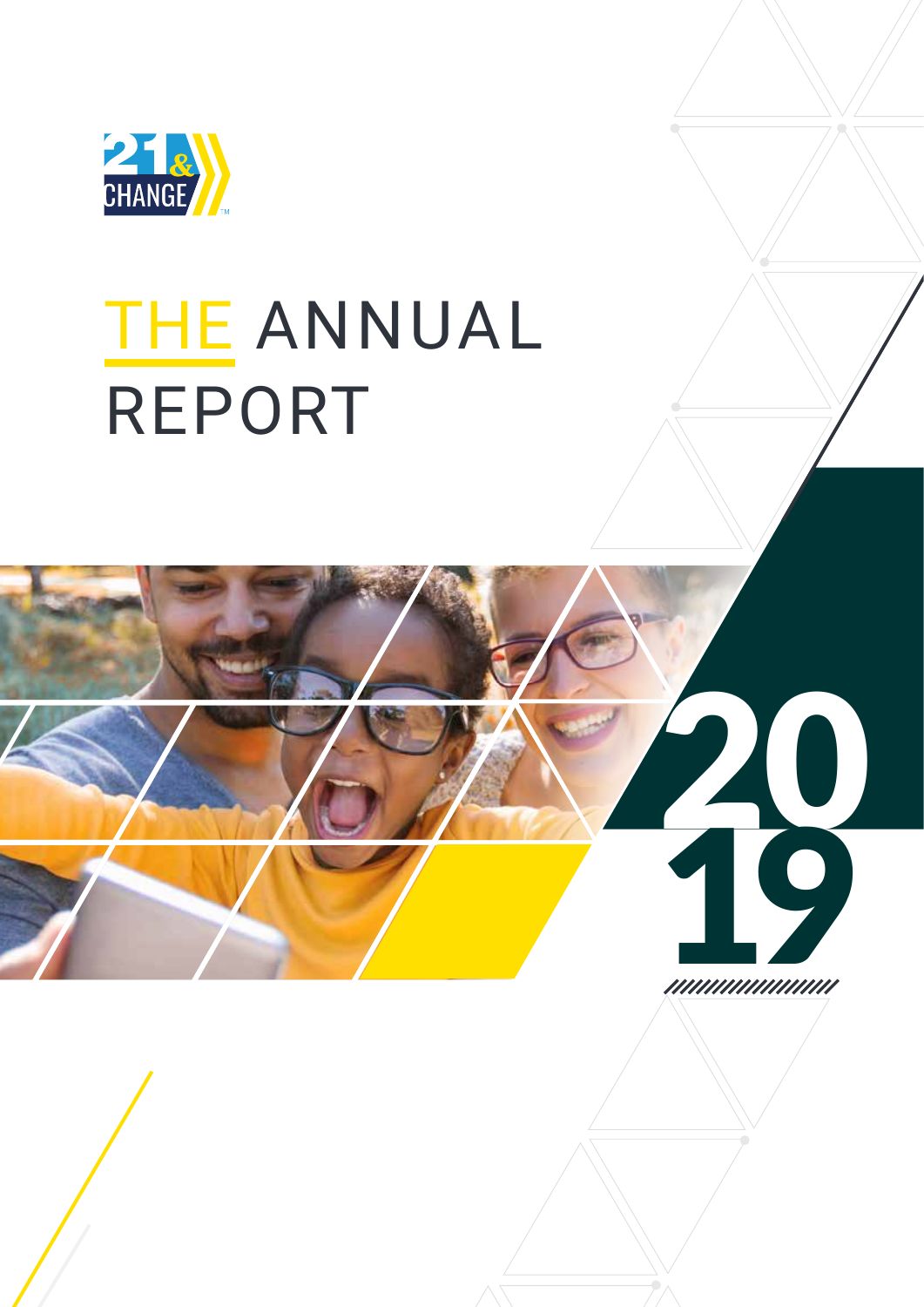21 & CHANGE™

# THE ANNUAL REPORT

2019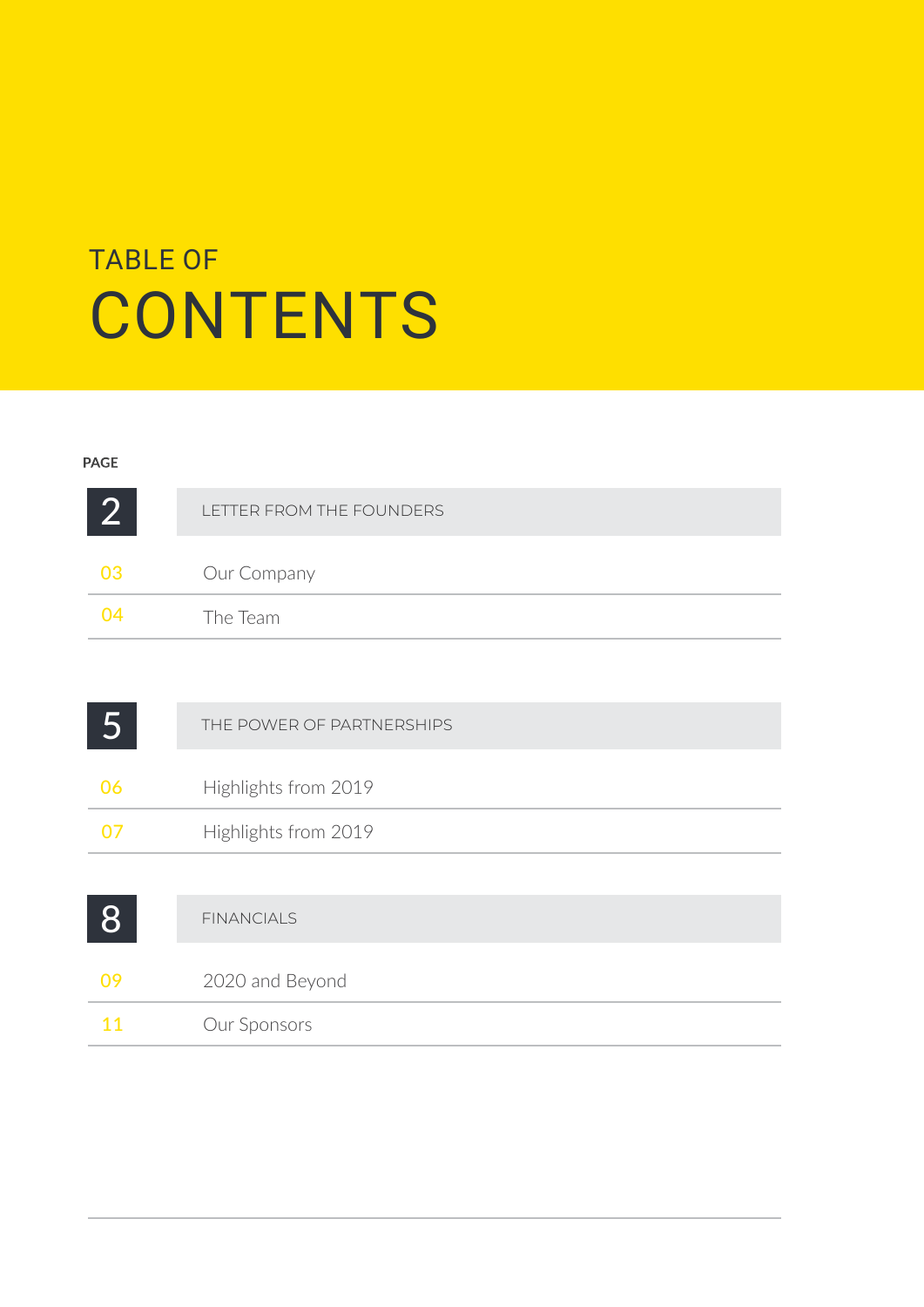# TABLE OF CONTENTS

**PAGE**

| Page | Section |
|---|---|
| 2 | LETTER FROM THE FOUNDERS |
| 03 | Our Company |
| 04 | The Team |
| 5 | THE POWER OF PARTNERSHIPS |
| 06 | Highlights from 2019 |
| 07 | Highlights from 2019 |
| 8 | FINANCIALS |
| 09 | 2020 and Beyond |
| 11 | Our Sponsors |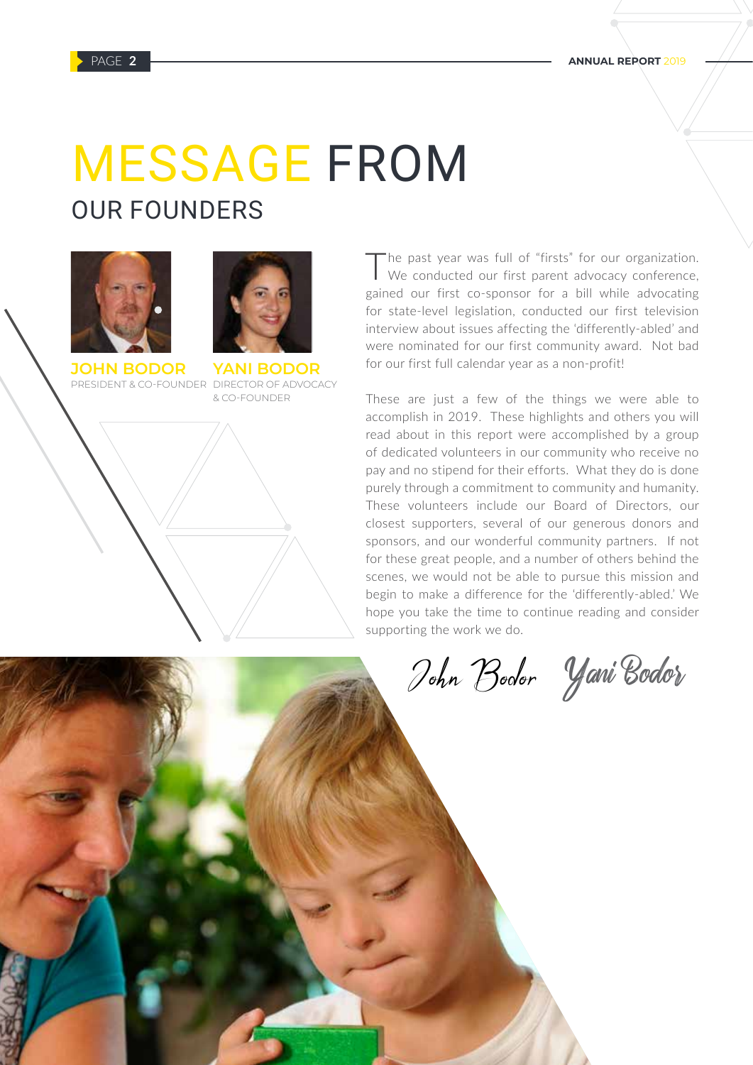# MESSAGE FROM

## OUR FOUNDERS

**JOHN BODOR**
PRESIDENT & CO-FOUNDER

**YANI BODOR**
DIRECTOR OF ADVOCACY & CO-FOUNDER

The past year was full of "firsts" for our organization. We conducted our first parent advocacy conference, gained our first co-sponsor for a bill while advocating for state-level legislation, conducted our first television interview about issues affecting the 'differently-abled' and were nominated for our first community award. Not bad for our first full calendar year as a non-profit!

These are just a few of the things we were able to accomplish in 2019. These highlights and others you will read about in this report were accomplished by a group of dedicated volunteers in our community who receive no pay and no stipend for their efforts. What they do is done purely through a commitment to community and humanity. These volunteers include our Board of Directors, our closest supporters, several of our generous donors and sponsors, and our wonderful community partners. If not for these great people, and a number of others behind the scenes, we would not be able to pursue this mission and begin to make a difference for the 'differently-abled.' We hope you take the time to continue reading and consider supporting the work we do.

John Bodor Yani Bodor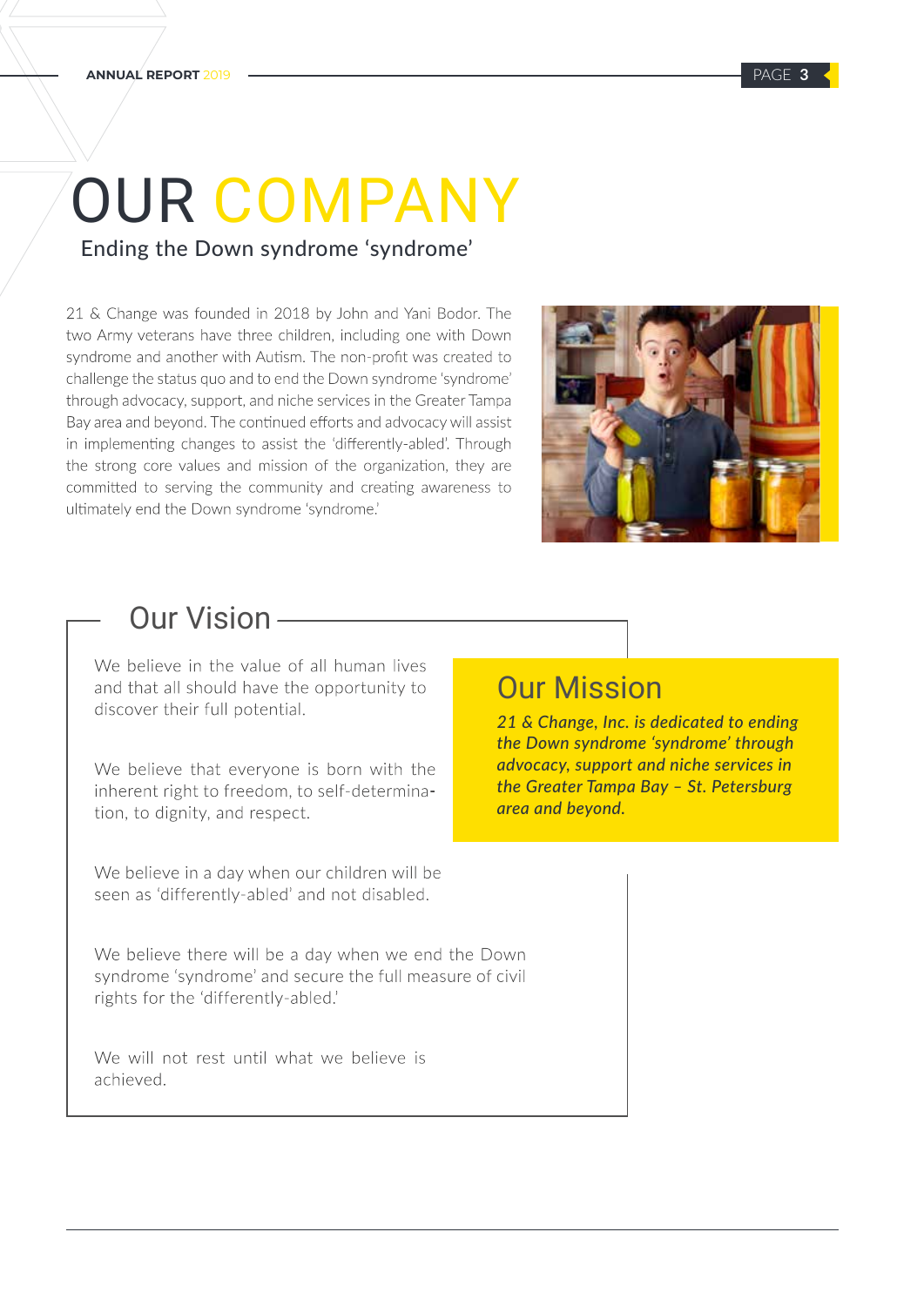# OUR COMPANY

## Ending the Down syndrome 'syndrome'

21 & Change was founded in 2018 by John and Yani Bodor. The two Army veterans have three children, including one with Down syndrome and another with Autism. The non-profit was created to challenge the status quo and to end the Down syndrome 'syndrome' through advocacy, support, and niche services in the Greater Tampa Bay area and beyond. The continued efforts and advocacy will assist in implementing changes to assist the 'differently-abled'. Through the strong core values and mission of the organization, they are committed to serving the community and creating awareness to ultimately end the Down syndrome 'syndrome.'

## Our Vision

We believe in the value of all human lives and that all should have the opportunity to discover their full potential.

We believe that everyone is born with the inherent right to freedom, to self-determination, to dignity, and respect.

We believe in a day when our children will be seen as 'differently-abled' and not disabled.

We believe there will be a day when we end the Down syndrome 'syndrome' and secure the full measure of civil rights for the 'differently-abled.'

We will not rest until what we believe is achieved.

## Our Mission

***21 & Change, Inc. is dedicated to ending the Down syndrome 'syndrome' through advocacy, support and niche services in the Greater Tampa Bay – St. Petersburg area and beyond.***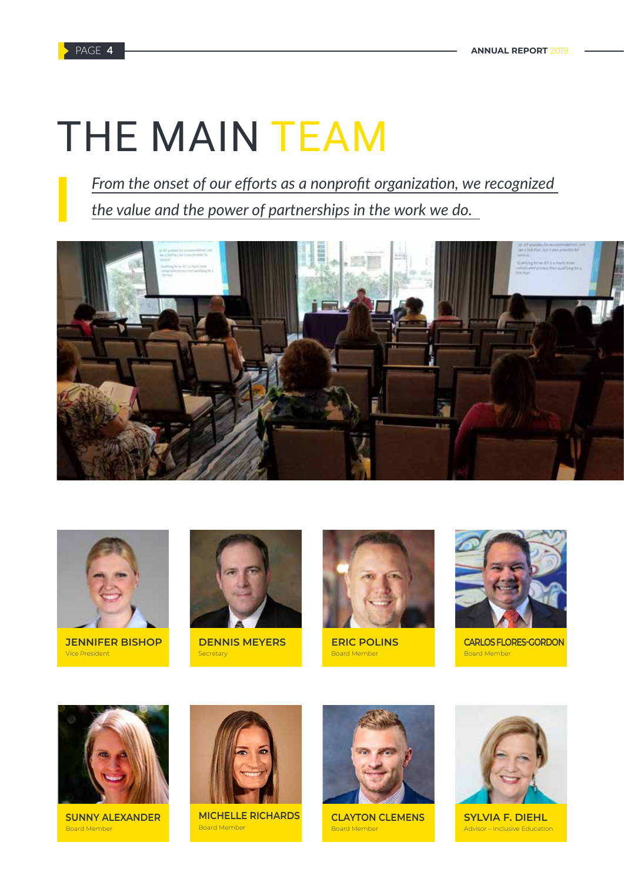# THE MAIN TEAM

*From the onset of our efforts as a nonprofit organization, we recognized the value and the power of partnerships in the work we do.*

**JENNIFER BISHOP**
Vice President

**DENNIS MEYERS**
Secretary

**ERIC POLINS**
Board Member

**CARLOS FLORES-GORDON**
Board Member

**SUNNY ALEXANDER**
Board Member

**MICHELLE RICHARDS**
Board Member

**CLAYTON CLEMENS**
Board Member

**SYLVIA F. DIEHL**
Advisor – Inclusive Education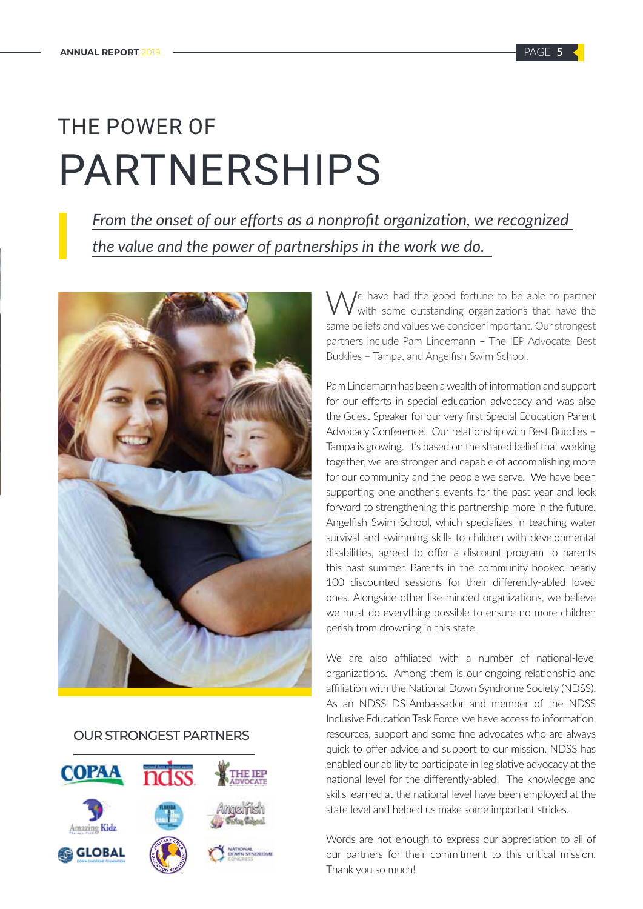# THE POWER OF PARTNERSHIPS

*From the onset of our efforts as a nonprofit organization, we recognized the value and the power of partnerships in the work we do.*

We have had the good fortune to be able to partner with some outstanding organizations that have the same beliefs and values we consider important. Our strongest partners include Pam Lindemann – The IEP Advocate, Best Buddies – Tampa, and Angelfish Swim School.

Pam Lindemann has been a wealth of information and support for our efforts in special education advocacy and was also the Guest Speaker for our very first Special Education Parent Advocacy Conference. Our relationship with Best Buddies – Tampa is growing. It's based on the shared belief that working together, we are stronger and capable of accomplishing more for our community and the people we serve. We have been supporting one another's events for the past year and look forward to strengthening this partnership more in the future. Angelfish Swim School, which specializes in teaching water survival and swimming skills to children with developmental disabilities, agreed to offer a discount program to parents this past summer. Parents in the community booked nearly 100 discounted sessions for their differently-abled loved ones. Alongside other like-minded organizations, we believe we must do everything possible to ensure no more children perish from drowning in this state.

We are also affiliated with a number of national-level organizations. Among them is our ongoing relationship and affiliation with the National Down Syndrome Society (NDSS). As an NDSS DS-Ambassador and member of the NDSS Inclusive Education Task Force, we have access to information, resources, support and some fine advocates who are always quick to offer advice and support to our mission. NDSS has enabled our ability to participate in legislative advocacy at the national level for the differently-abled. The knowledge and skills learned at the national level have been employed at the state level and helped us make some important strides.

Words are not enough to express our appreciation to all of our partners for their commitment to this critical mission. Thank you so much!

## OUR STRONGEST PARTNERS

COPAA · ndss · The IEP Advocate · Amazing Kidz · Florida Down Syndrome Coalition · Angelfish Swim School · Global Down Syndrome Foundation · Military Child Education Coalition · National Down Syndrome Congress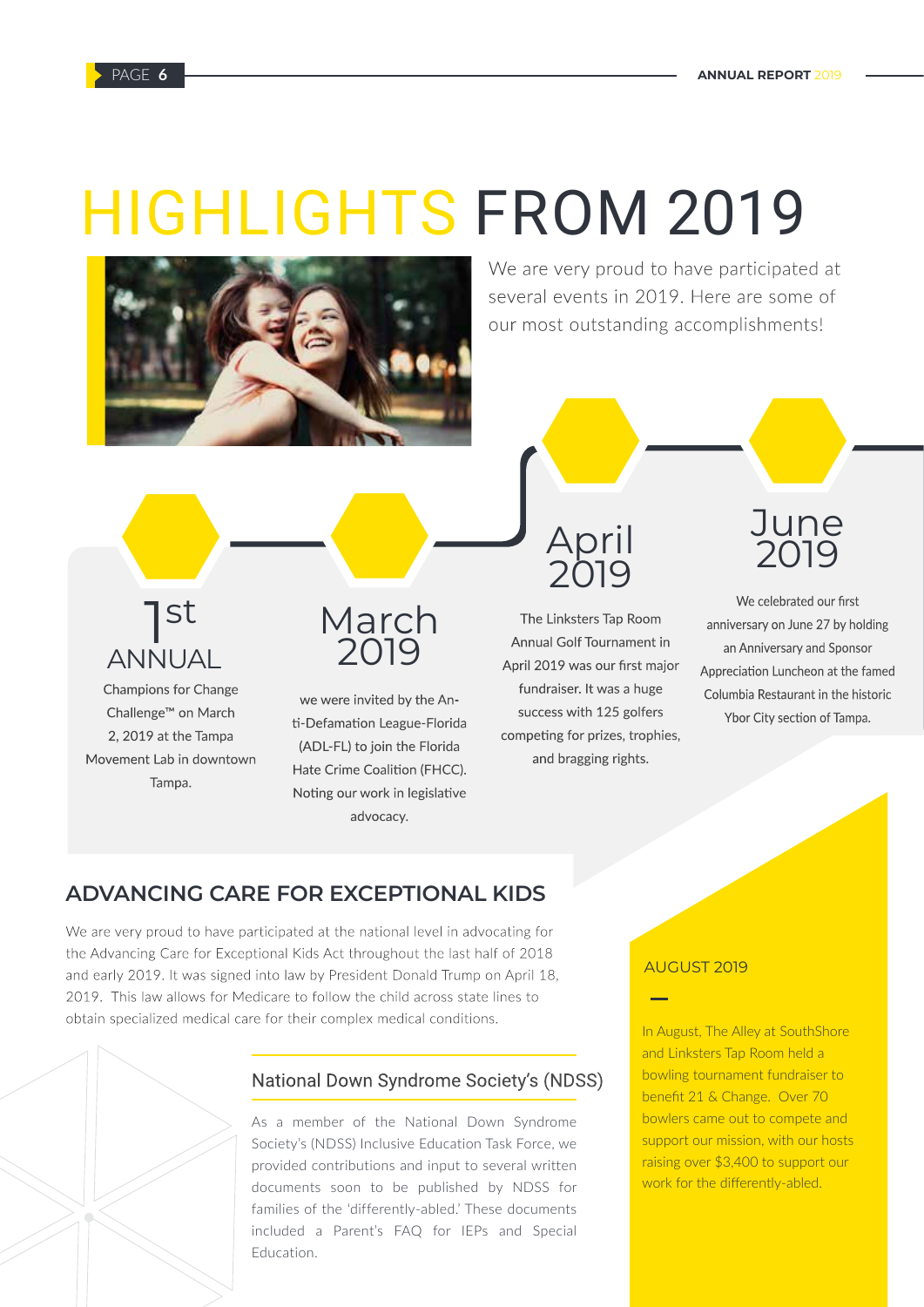# HIGHLIGHTS FROM 2019

We are very proud to have participated at several events in 2019. Here are some of our most outstanding accomplishments!

### 1st ANNUAL

Champions for Change Challenge™ on March 2, 2019 at the Tampa Movement Lab in downtown Tampa.

### March 2019

we were invited by the Anti-Defamation League-Florida (ADL-FL) to join the Florida Hate Crime Coalition (FHCC). Noting our work in legislative advocacy.

### April 2019

The Linksters Tap Room Annual Golf Tournament in April 2019 was our first major fundraiser. It was a huge success with 125 golfers competing for prizes, trophies, and bragging rights.

### June 2019

We celebrated our first anniversary on June 27 by holding an Anniversary and Sponsor Appreciation Luncheon at the famed Columbia Restaurant in the historic Ybor City section of Tampa.

## ADVANCING CARE FOR EXCEPTIONAL KIDS

We are very proud to have participated at the national level in advocating for the Advancing Care for Exceptional Kids Act throughout the last half of 2018 and early 2019. It was signed into law by President Donald Trump on April 18, 2019. This law allows for Medicare to follow the child across state lines to obtain specialized medical care for their complex medical conditions.

### National Down Syndrome Society's (NDSS)

As a member of the National Down Syndrome Society's (NDSS) Inclusive Education Task Force, we provided contributions and input to several written documents soon to be published by NDSS for families of the 'differently-abled.' These documents included a Parent's FAQ for IEPs and Special Education.

### AUGUST 2019

In August, The Alley at SouthShore and Linksters Tap Room held a bowling tournament fundraiser to benefit 21 & Change. Over 70 bowlers came out to compete and support our mission, with our hosts raising over $3,400 to support our work for the differently-abled.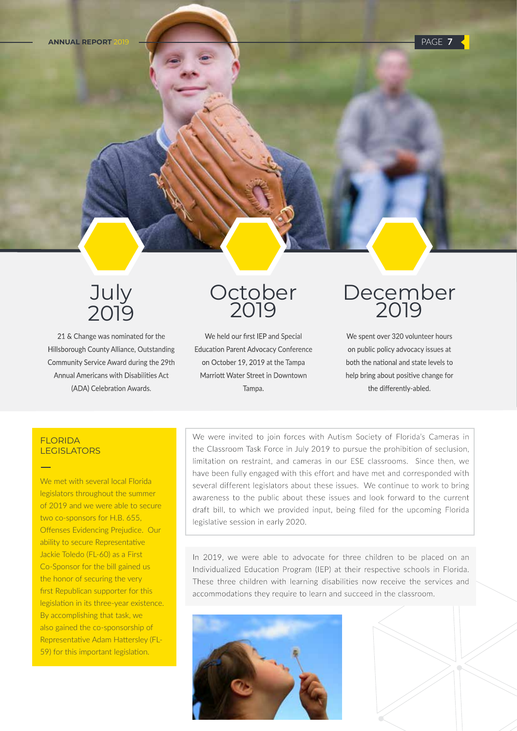## July 2019

21 & Change was nominated for the Hillsborough County Alliance, Outstanding Community Service Award during the 29th Annual Americans with Disabilities Act (ADA) Celebration Awards.

## October 2019

We held our first IEP and Special Education Parent Advocacy Conference on October 19, 2019 at the Tampa Marriott Water Street in Downtown Tampa.

## December 2019

We spent over 320 volunteer hours on public policy advocacy issues at both the national and state levels to help bring about positive change for the differently-abled.

### FLORIDA LEGISLATORS

We met with several local Florida legislators throughout the summer of 2019 and we were able to secure two co-sponsors for H.B. 655, Offenses Evidencing Prejudice. Our ability to secure Representative Jackie Toledo (FL-60) as a First Co-Sponsor for the bill gained us the honor of securing the very first Republican supporter for this legislation in its three-year existence. By accomplishing that task, we also gained the co-sponsorship of Representative Adam Hattersley (FL-59) for this important legislation.

We were invited to join forces with Autism Society of Florida's Cameras in the Classroom Task Force in July 2019 to pursue the prohibition of seclusion, limitation on restraint, and cameras in our ESE classrooms. Since then, we have been fully engaged with this effort and have met and corresponded with several different legislators about these issues. We continue to work to bring awareness to the public about these issues and look forward to the current draft bill, to which we provided input, being filed for the upcoming Florida legislative session in early 2020.

In 2019, we were able to advocate for three children to be placed on an Individualized Education Program (IEP) at their respective schools in Florida. These three children with learning disabilities now receive the services and accommodations they require to learn and succeed in the classroom.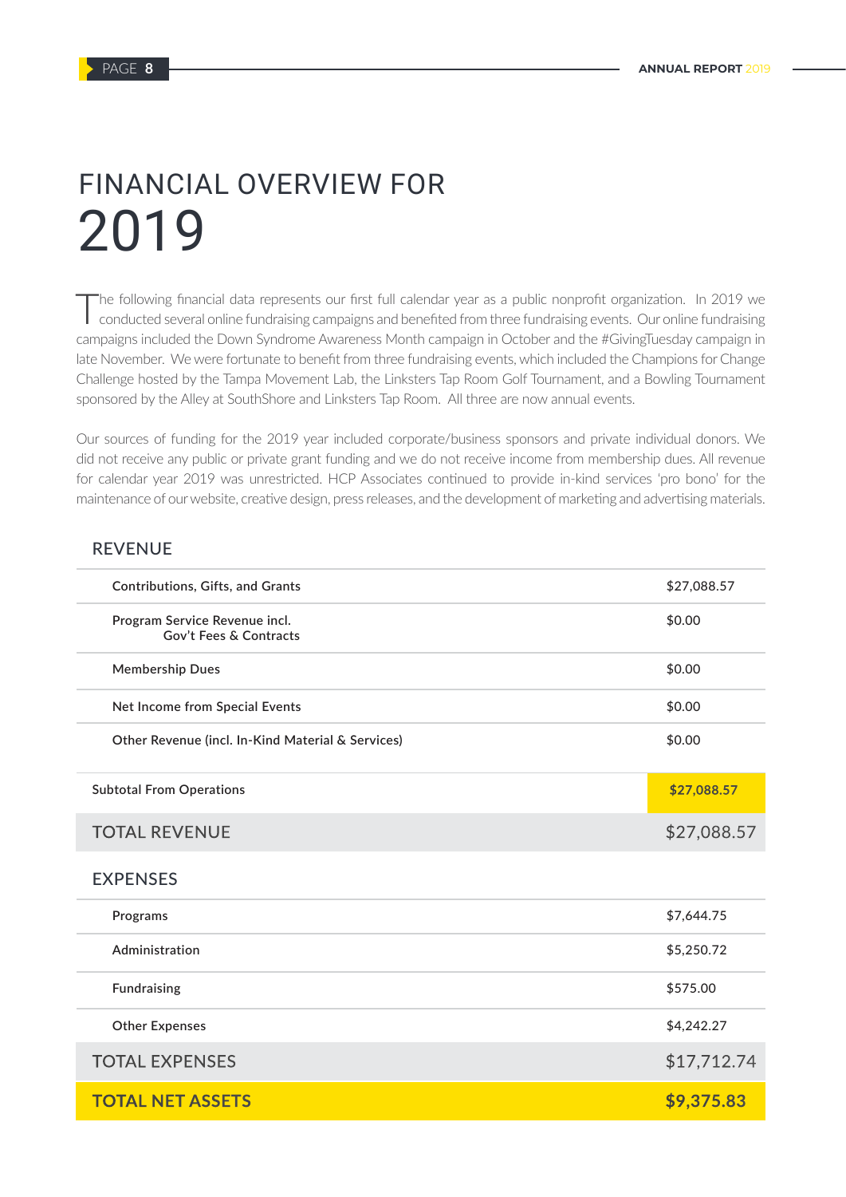# FINANCIAL OVERVIEW FOR 2019

The following financial data represents our first full calendar year as a public nonprofit organization. In 2019 we conducted several online fundraising campaigns and benefited from three fundraising events. Our online fundraising campaigns included the Down Syndrome Awareness Month campaign in October and the #GivingTuesday campaign in late November. We were fortunate to benefit from three fundraising events, which included the Champions for Change Challenge hosted by the Tampa Movement Lab, the Linksters Tap Room Golf Tournament, and a Bowling Tournament sponsored by the Alley at SouthShore and Linksters Tap Room. All three are now annual events.

Our sources of funding for the 2019 year included corporate/business sponsors and private individual donors. We did not receive any public or private grant funding and we do not receive income from membership dues. All revenue for calendar year 2019 was unrestricted. HCP Associates continued to provide in-kind services 'pro bono' for the maintenance of our website, creative design, press releases, and the development of marketing and advertising materials.

## REVENUE

| Item | Amount |
|---|---|
| Contributions, Gifts, and Grants | $27,088.57 |
| Program Service Revenue incl. Gov't Fees & Contracts | $0.00 |
| Membership Dues | $0.00 |
| Net Income from Special Events | $0.00 |
| Other Revenue (incl. In-Kind Material & Services) | $0.00 |
| Subtotal From Operations | **$27,088.57** |
| **TOTAL REVENUE** | **$27,088.57** |

## EXPENSES

| Item | Amount |
|---|---|
| Programs | $7,644.75 |
| Administration | $5,250.72 |
| Fundraising | $575.00 |
| Other Expenses | $4,242.27 |
| **TOTAL EXPENSES** | **$17,712.74** |
| **TOTAL NET ASSETS** | **$9,375.83** |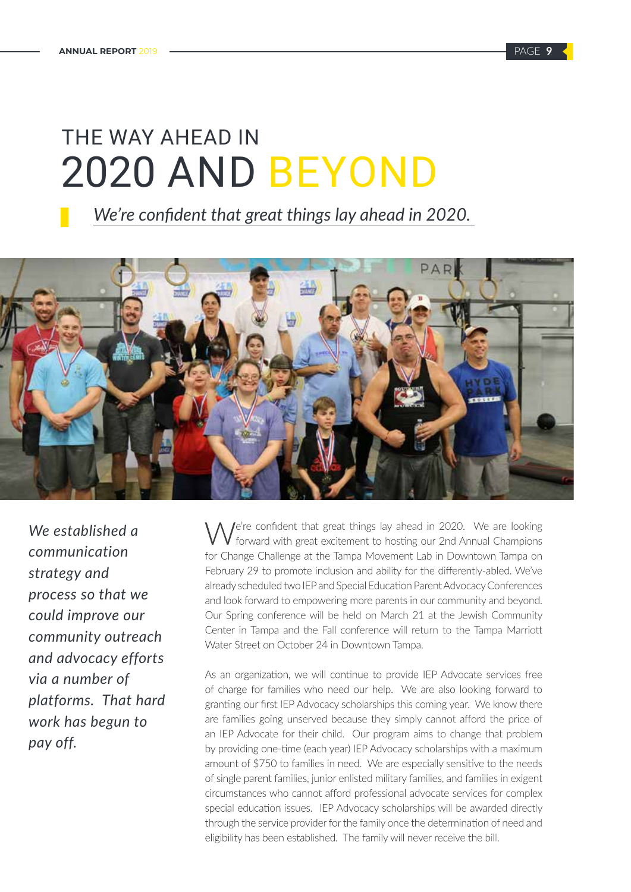# THE WAY AHEAD IN 2020 AND BEYOND

*We're confident that great things lay ahead in 2020.*

*We established a communication strategy and process so that we could improve our community outreach and advocacy efforts via a number of platforms. That hard work has begun to pay off.*

We're confident that great things lay ahead in 2020. We are looking forward with great excitement to hosting our 2nd Annual Champions for Change Challenge at the Tampa Movement Lab in Downtown Tampa on February 29 to promote inclusion and ability for the differently-abled. We've already scheduled two IEP and Special Education Parent Advocacy Conferences and look forward to empowering more parents in our community and beyond. Our Spring conference will be held on March 21 at the Jewish Community Center in Tampa and the Fall conference will return to the Tampa Marriott Water Street on October 24 in Downtown Tampa.

As an organization, we will continue to provide IEP Advocate services free of charge for families who need our help. We are also looking forward to granting our first IEP Advocacy scholarships this coming year. We know there are families going unserved because they simply cannot afford the price of an IEP Advocate for their child. Our program aims to change that problem by providing one-time (each year) IEP Advocacy scholarships with a maximum amount of $750 to families in need. We are especially sensitive to the needs of single parent families, junior enlisted military families, and families in exigent circumstances who cannot afford professional advocate services for complex special education issues. IEP Advocacy scholarships will be awarded directly through the service provider for the family once the determination of need and eligibility has been established. The family will never receive the bill.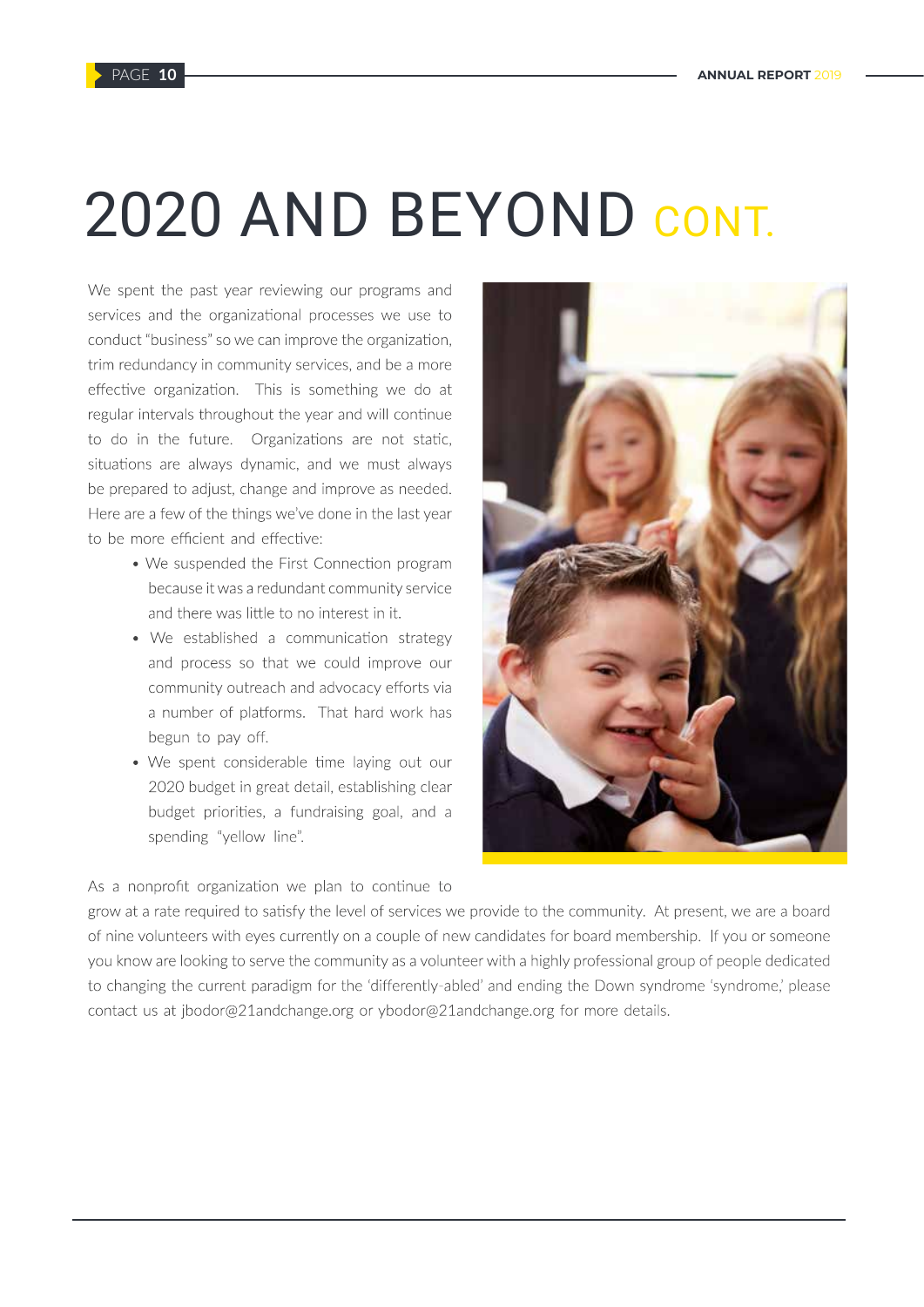# 2020 AND BEYOND CONT.

We spent the past year reviewing our programs and services and the organizational processes we use to conduct "business" so we can improve the organization, trim redundancy in community services, and be a more effective organization. This is something we do at regular intervals throughout the year and will continue to do in the future. Organizations are not static, situations are always dynamic, and we must always be prepared to adjust, change and improve as needed. Here are a few of the things we've done in the last year to be more efficient and effective:

- We suspended the First Connection program because it was a redundant community service and there was little to no interest in it.
- We established a communication strategy and process so that we could improve our community outreach and advocacy efforts via a number of platforms. That hard work has begun to pay off.
- We spent considerable time laying out our 2020 budget in great detail, establishing clear budget priorities, a fundraising goal, and a spending "yellow line".

As a nonprofit organization we plan to continue to grow at a rate required to satisfy the level of services we provide to the community. At present, we are a board of nine volunteers with eyes currently on a couple of new candidates for board membership. If you or someone you know are looking to serve the community as a volunteer with a highly professional group of people dedicated to changing the current paradigm for the 'differently-abled' and ending the Down syndrome 'syndrome,' please contact us at jbodor@21andchange.org or ybodor@21andchange.org for more details.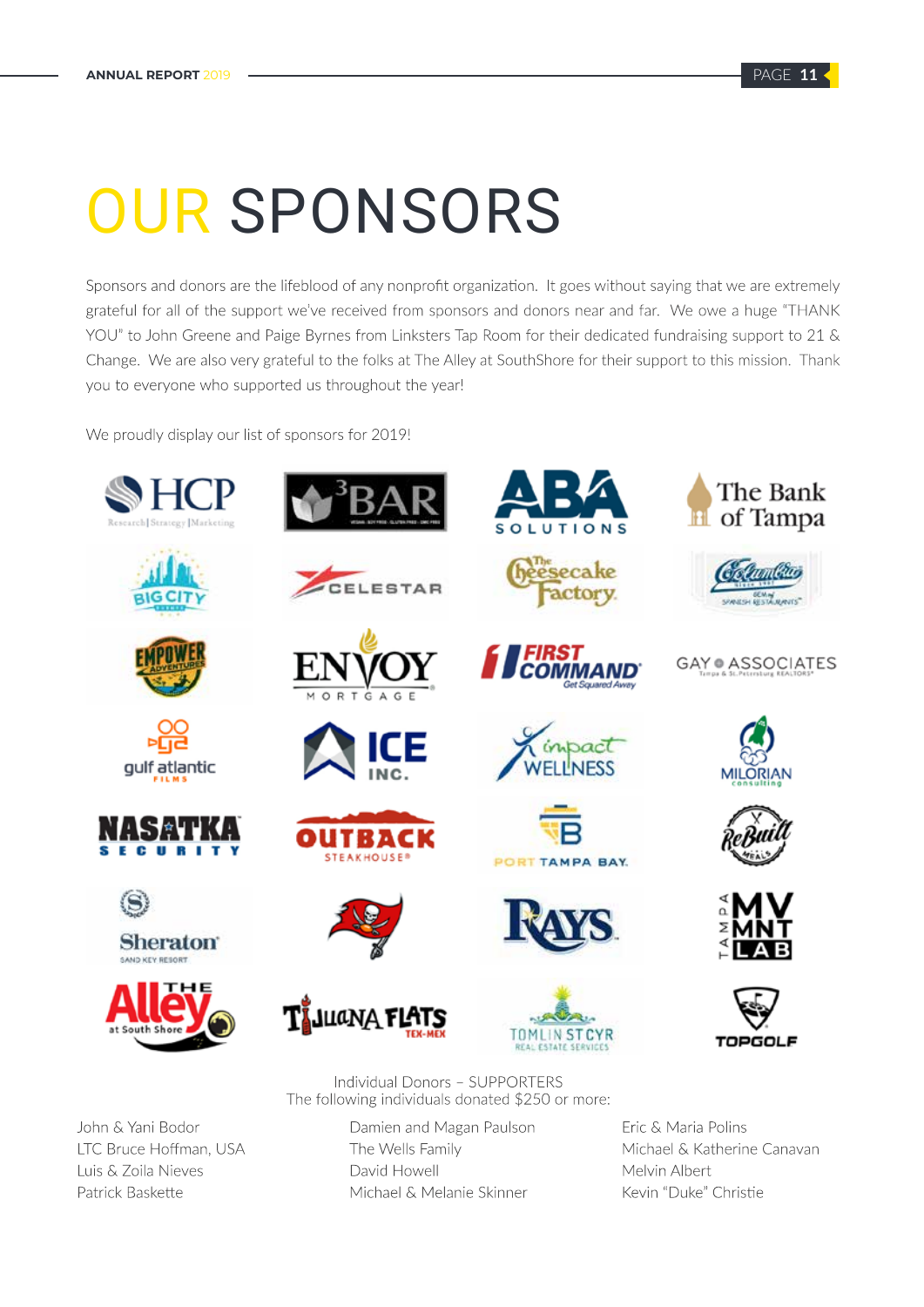# OUR SPONSORS

Sponsors and donors are the lifeblood of any nonprofit organization. It goes without saying that we are extremely grateful for all of the support we've received from sponsors and donors near and far. We owe a huge "THANK YOU" to John Greene and Paige Byrnes from Linksters Tap Room for their dedicated fundraising support to 21 & Change. We are also very grateful to the folks at The Alley at SouthShore for their support to this mission. Thank you to everyone who supported us throughout the year!

We proudly display our list of sponsors for 2019!

Individual Donors – SUPPORTERS
The following individuals donated $250 or more:

John & Yani Bodor
LTC Bruce Hoffman, USA
Luis & Zoila Nieves
Patrick Baskette
Damien and Magan Paulson
The Wells Family
David Howell
Michael & Melanie Skinner
Eric & Maria Polins
Michael & Katherine Canavan
Melvin Albert
Kevin "Duke" Christie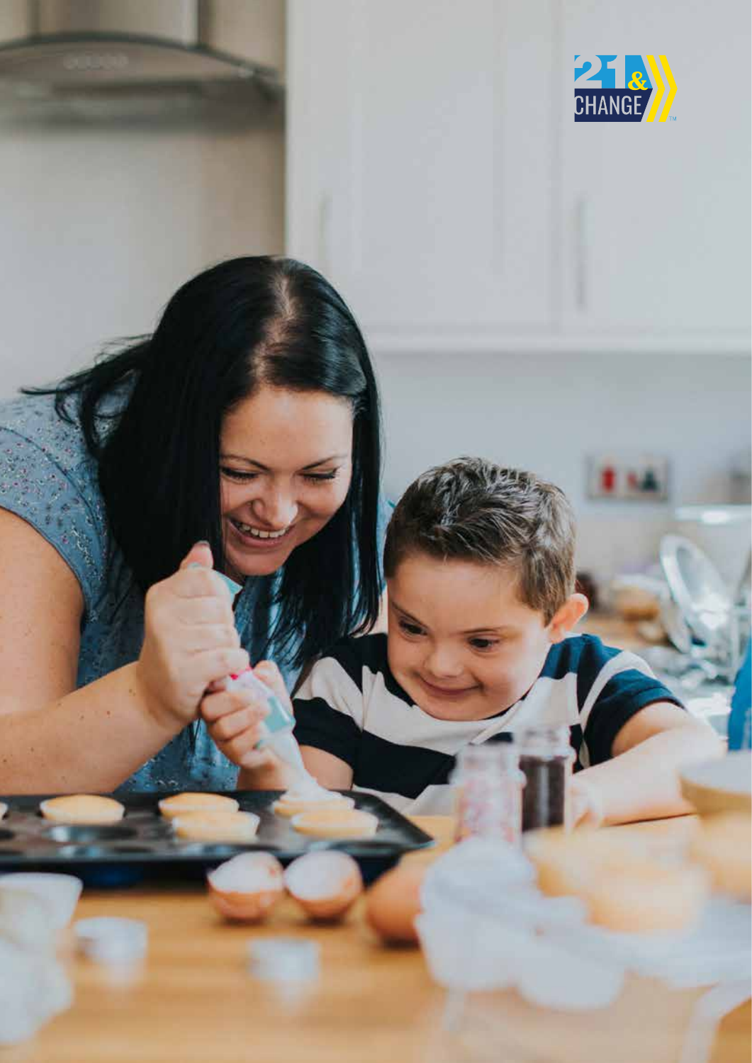21 & CHANGE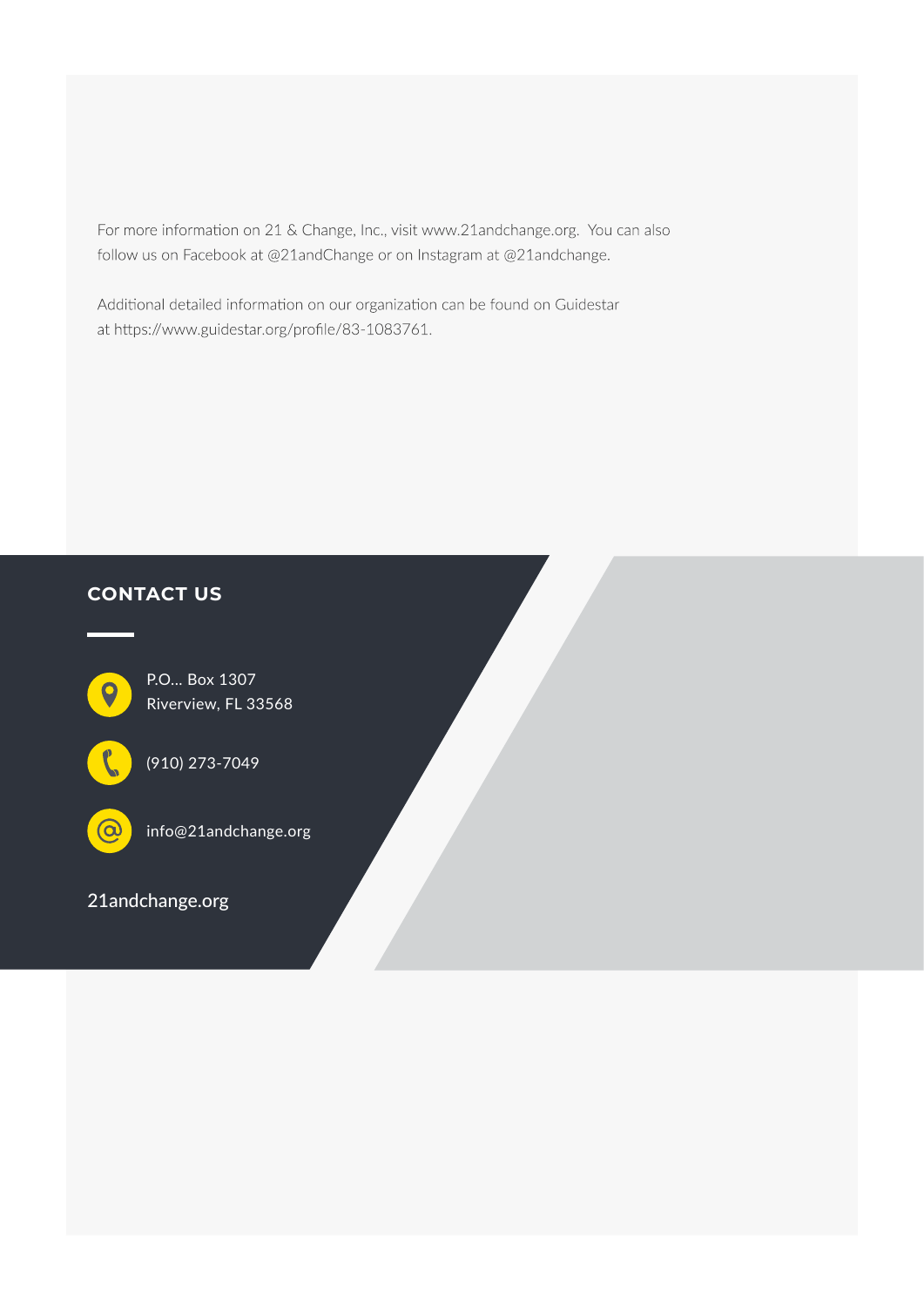For more information on 21 & Change, Inc., visit www.21andchange.org. You can also follow us on Facebook at @21andChange or on Instagram at @21andchange.

Additional detailed information on our organization can be found on Guidestar at https://www.guidestar.org/profile/83-1083761.

## CONTACT US

P.O... Box 1307
Riverview, FL 33568

(910) 273-7049

info@21andchange.org

21andchange.org